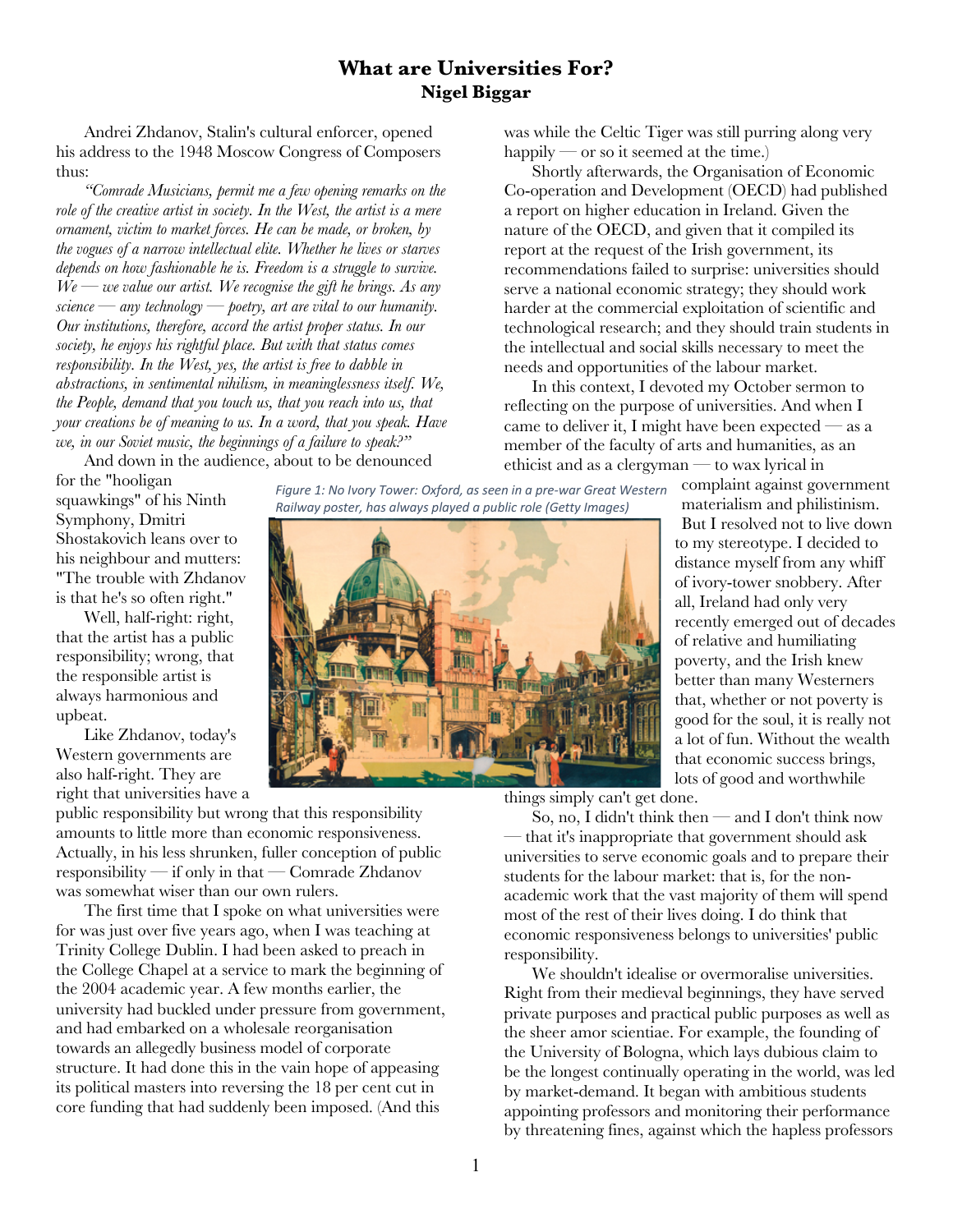# What are Universities For?

## Nigel Biggar

Andrei Zhdanov, Stalin's cultural enforcer, opened his address to the 1948 Moscow Congress of Composers thus:

*"Comrade Musicians, permit me a few opening remarks on the role of the creative artist in society. In the West, the artist is a mere ornament, victim to market forces. He can be made, or broken, by the vogues of a narrow intellectual elite. Whether he lives or starves depends on how fashionable he is. Freedom is a struggle to survive. We — we value our artist. We recognise the gift he brings. As any science — any technology — poetry, art are vital to our humanity. Our institutions, therefore, accord the artist proper status. In our society, he enjoys his rightful place. But with that status comes responsibility. In the West, yes, the artist is free to dabble in abstractions, in sentimental nihilism, in meaninglessness itself. We, the People, demand that you touch us, that you reach into us, that your creations be of meaning to us. In a word, that you speak. Have we, in our Soviet music, the beginnings of a failure to speak?"*

And down in the audience, about to be denounced for the "hooligan squawkings" of his Ninth Symphony, Dmitri Shostakovich leans over to his neighbour and mutters: "The trouble with Zhdanov is that he's so often right."

Well, half-right: right, that the artist has a public responsibility; wrong, that the responsible artist is always harmonious and upbeat.

Like Zhdanov, today's Western governments are also half-right. They are right that universities have a public responsibility but wrong that this responsibility amounts to little more than economic responsiveness. Actually, in his less shrunken, fuller conception of public responsibility — if only in that — Comrade Zhdanov was somewhat wiser than our own rulers.

*Figure 1: No Ivory Tower: Oxford, as seen in a pre-war Great Western Railway poster, has always played a public role (Getty Images)*

The first time that I spoke on what universities were for was just over five years ago, when I was teaching at Trinity College Dublin. I had been asked to preach in the College Chapel at a service to mark the beginning of the 2004 academic year. A few months earlier, the university had buckled under pressure from government, and had embarked on a wholesale reorganisation towards an allegedly business model of corporate structure. It had done this in the vain hope of appeasing its political masters into reversing the 18 per cent cut in core funding that had suddenly been imposed. (And this was while the Celtic Tiger was still purring along very happily — or so it seemed at the time.)

Shortly afterwards, the Organisation of Economic Co-operation and Development (OECD) had published a report on higher education in Ireland. Given the nature of the OECD, and given that it compiled its report at the request of the Irish government, its recommendations failed to surprise: universities should serve a national economic strategy; they should work harder at the commercial exploitation of scientific and technological research; and they should train students in the intellectual and social skills necessary to meet the needs and opportunities of the labour market.

In this context, I devoted my October sermon to reflecting on the purpose of universities. And when I came to deliver it, I might have been expected — as a member of the faculty of arts and humanities, as an ethicist and as a clergyman — to wax lyrical in complaint against government materialism and philistinism. But I resolved not to live down to my stereotype. I decided to distance myself from any whiff of ivory-tower snobbery. After all, Ireland had only very recently emerged out of decades of relative and humiliating poverty, and the Irish knew better than many Westerners that, whether or not poverty is good for the soul, it is really not a lot of fun. Without the wealth that economic success brings, lots of good and worthwhile things simply can't get done.

So, no, I didn't think then — and I don't think now — that it's inappropriate that government should ask universities to serve economic goals and to prepare their students for the labour market: that is, for the non-academic work that the vast majority of them will spend most of the rest of their lives doing. I do think that economic responsiveness belongs to universities' public responsibility.

We shouldn't idealise or overmoralise universities. Right from their medieval beginnings, they have served private purposes and practical public purposes as well as the sheer amor scientiae. For example, the founding of the University of Bologna, which lays dubious claim to be the longest continually operating in the world, was led by market-demand. It began with ambitious students appointing professors and monitoring their performance by threatening fines, against which the hapless professors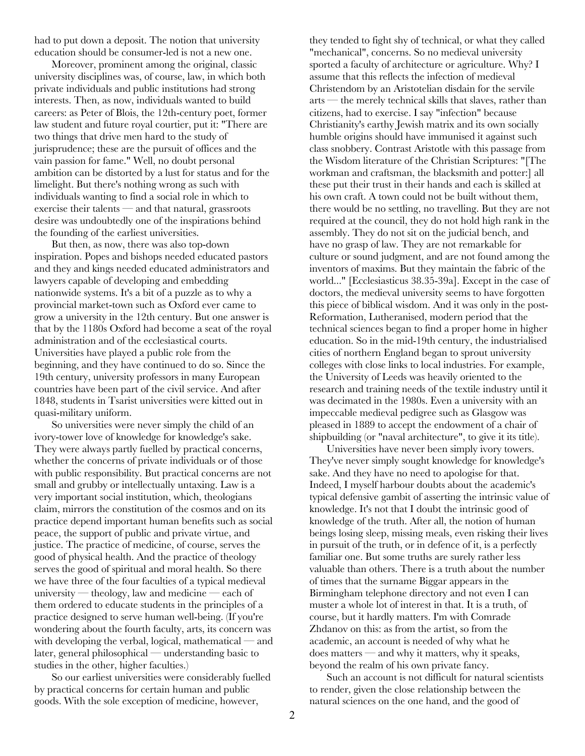had to put down a deposit. The notion that university education should be consumer-led is not a new one.

Moreover, prominent among the original, classic university disciplines was, of course, law, in which both private individuals and public institutions had strong interests. Then, as now, individuals wanted to build careers: as Peter of Blois, the 12th-century poet, former law student and future royal courtier, put it: "There are two things that drive men hard to the study of jurisprudence; these are the pursuit of offices and the vain passion for fame." Well, no doubt personal ambition can be distorted by a lust for status and for the limelight. But there's nothing wrong as such with individuals wanting to find a social role in which to exercise their talents — and that natural, grassroots desire was undoubtedly one of the inspirations behind the founding of the earliest universities.

But then, as now, there was also top-down inspiration. Popes and bishops needed educated pastors and they and kings needed educated administrators and lawyers capable of developing and embedding nationwide systems. It's a bit of a puzzle as to why a provincial market-town such as Oxford ever came to grow a university in the 12th century. But one answer is that by the 1180s Oxford had become a seat of the royal administration and of the ecclesiastical courts. Universities have played a public role from the beginning, and they have continued to do so. Since the 19th century, university professors in many European countries have been part of the civil service. And after 1848, students in Tsarist universities were kitted out in quasi-military uniform.

So universities were never simply the child of an ivory-tower love of knowledge for knowledge's sake. They were always partly fuelled by practical concerns, whether the concerns of private individuals or of those with public responsibility. But practical concerns are not small and grubby or intellectually untaxing. Law is a very important social institution, which, theologians claim, mirrors the constitution of the cosmos and on its practice depend important human benefits such as social peace, the support of public and private virtue, and justice. The practice of medicine, of course, serves the good of physical health. And the practice of theology serves the good of spiritual and moral health. So there we have three of the four faculties of a typical medieval university — theology, law and medicine — each of them ordered to educate students in the principles of a practice designed to serve human well-being. (If you're wondering about the fourth faculty, arts, its concern was with developing the verbal, logical, mathematical — and later, general philosophical — understanding basic to studies in the other, higher faculties.)

So our earliest universities were considerably fuelled by practical concerns for certain human and public goods. With the sole exception of medicine, however, they tended to fight shy of technical, or what they called "mechanical", concerns. So no medieval university sported a faculty of architecture or agriculture. Why? I assume that this reflects the infection of medieval Christendom by an Aristotelian disdain for the servile arts — the merely technical skills that slaves, rather than citizens, had to exercise. I say "infection" because Christianity's earthy Jewish matrix and its own socially humble origins should have immunised it against such class snobbery. Contrast Aristotle with this passage from the Wisdom literature of the Christian Scriptures: "[The workman and craftsman, the blacksmith and potter:] all these put their trust in their hands and each is skilled at his own craft. A town could not be built without them, there would be no settling, no travelling. But they are not required at the council, they do not hold high rank in the assembly. They do not sit on the judicial bench, and have no grasp of law. They are not remarkable for culture or sound judgment, and are not found among the inventors of maxims. But they maintain the fabric of the world..." [Ecclesiasticus 38.35-39a]. Except in the case of doctors, the medieval university seems to have forgotten this piece of biblical wisdom. And it was only in the post-Reformation, Lutheranised, modern period that the technical sciences began to find a proper home in higher education. So in the mid-19th century, the industrialised cities of northern England began to sprout university colleges with close links to local industries. For example, the University of Leeds was heavily oriented to the research and training needs of the textile industry until it was decimated in the 1980s. Even a university with an impeccable medieval pedigree such as Glasgow was pleased in 1889 to accept the endowment of a chair of shipbuilding (or "naval architecture", to give it its title).

Universities have never been simply ivory towers. They've never simply sought knowledge for knowledge's sake. And they have no need to apologise for that. Indeed, I myself harbour doubts about the academic's typical defensive gambit of asserting the intrinsic value of knowledge. It's not that I doubt the intrinsic good of knowledge of the truth. After all, the notion of human beings losing sleep, missing meals, even risking their lives in pursuit of the truth, or in defence of it, is a perfectly familiar one. But some truths are surely rather less valuable than others. There is a truth about the number of times that the surname Biggar appears in the Birmingham telephone directory and not even I can muster a whole lot of interest in that. It is a truth, of course, but it hardly matters. I'm with Comrade Zhdanov on this: as from the artist, so from the academic, an account is needed of why what he does matters — and why it matters, why it speaks, beyond the realm of his own private fancy.

Such an account is not difficult for natural scientists to render, given the close relationship between the natural sciences on the one hand, and the good of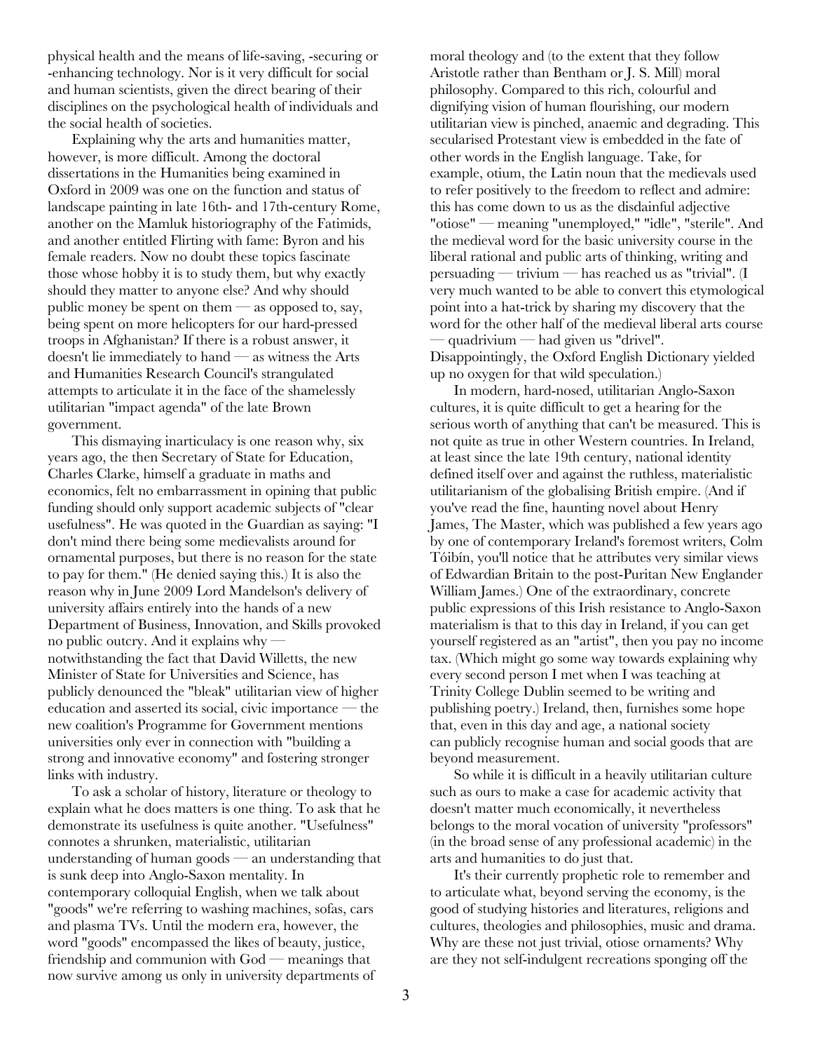physical health and the means of life-saving, -securing or -enhancing technology. Nor is it very difficult for social and human scientists, given the direct bearing of their disciplines on the psychological health of individuals and the social health of societies.

Explaining why the arts and humanities matter, however, is more difficult. Among the doctoral dissertations in the Humanities being examined in Oxford in 2009 was one on the function and status of landscape painting in late 16th- and 17th-century Rome, another on the Mamluk historiography of the Fatimids, and another entitled Flirting with fame: Byron and his female readers. Now no doubt these topics fascinate those whose hobby it is to study them, but why exactly should they matter to anyone else? And why should public money be spent on them — as opposed to, say, being spent on more helicopters for our hard-pressed troops in Afghanistan? If there is a robust answer, it doesn't lie immediately to hand — as witness the Arts and Humanities Research Council's strangulated attempts to articulate it in the face of the shamelessly utilitarian "impact agenda" of the late Brown government.

This dismaying inarticulacy is one reason why, six years ago, the then Secretary of State for Education, Charles Clarke, himself a graduate in maths and economics, felt no embarrassment in opining that public funding should only support academic subjects of "clear usefulness". He was quoted in the Guardian as saying: "I don't mind there being some medievalists around for ornamental purposes, but there is no reason for the state to pay for them." (He denied saying this.) It is also the reason why in June 2009 Lord Mandelson's delivery of university affairs entirely into the hands of a new Department of Business, Innovation, and Skills provoked no public outcry. And it explains why — notwithstanding the fact that David Willetts, the new Minister of State for Universities and Science, has publicly denounced the "bleak" utilitarian view of higher education and asserted its social, civic importance — the new coalition's Programme for Government mentions universities only ever in connection with "building a strong and innovative economy" and fostering stronger links with industry.

To ask a scholar of history, literature or theology to explain what he does matters is one thing. To ask that he demonstrate its usefulness is quite another. "Usefulness" connotes a shrunken, materialistic, utilitarian understanding of human goods — an understanding that is sunk deep into Anglo-Saxon mentality. In contemporary colloquial English, when we talk about "goods" we're referring to washing machines, sofas, cars and plasma TVs. Until the modern era, however, the word "goods" encompassed the likes of beauty, justice, friendship and communion with God — meanings that now survive among us only in university departments of moral theology and (to the extent that they follow Aristotle rather than Bentham or J. S. Mill) moral philosophy. Compared to this rich, colourful and dignifying vision of human flourishing, our modern utilitarian view is pinched, anaemic and degrading. This secularised Protestant view is embedded in the fate of other words in the English language. Take, for example, otium, the Latin noun that the medievals used to refer positively to the freedom to reflect and admire: this has come down to us as the disdainful adjective "otiose" — meaning "unemployed," "idle", "sterile". And the medieval word for the basic university course in the liberal rational and public arts of thinking, writing and persuading — trivium — has reached us as "trivial". (I very much wanted to be able to convert this etymological point into a hat-trick by sharing my discovery that the word for the other half of the medieval liberal arts course — quadrivium — had given us "drivel". Disappointingly, the Oxford English Dictionary yielded up no oxygen for that wild speculation.)

In modern, hard-nosed, utilitarian Anglo-Saxon cultures, it is quite difficult to get a hearing for the serious worth of anything that can't be measured. This is not quite as true in other Western countries. In Ireland, at least since the late 19th century, national identity defined itself over and against the ruthless, materialistic utilitarianism of the globalising British empire. (And if you've read the fine, haunting novel about Henry James, The Master, which was published a few years ago by one of contemporary Ireland's foremost writers, Colm Tóibín, you'll notice that he attributes very similar views of Edwardian Britain to the post-Puritan New Englander William James.) One of the extraordinary, concrete public expressions of this Irish resistance to Anglo-Saxon materialism is that to this day in Ireland, if you can get yourself registered as an "artist", then you pay no income tax. (Which might go some way towards explaining why every second person I met when I was teaching at Trinity College Dublin seemed to be writing and publishing poetry.) Ireland, then, furnishes some hope that, even in this day and age, a national society can publicly recognise human and social goods that are beyond measurement.

So while it is difficult in a heavily utilitarian culture such as ours to make a case for academic activity that doesn't matter much economically, it nevertheless belongs to the moral vocation of university "professors" (in the broad sense of any professional academic) in the arts and humanities to do just that.

It's their currently prophetic role to remember and to articulate what, beyond serving the economy, is the good of studying histories and literatures, religions and cultures, theologies and philosophies, music and drama. Why are these not just trivial, otiose ornaments? Why are they not self-indulgent recreations sponging off the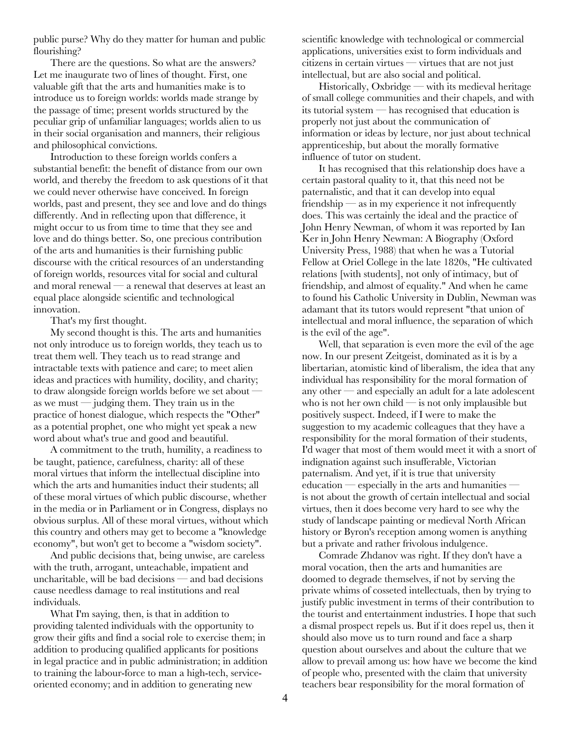public purse? Why do they matter for human and public flourishing?

There are the questions. So what are the answers? Let me inaugurate two of lines of thought. First, one valuable gift that the arts and humanities make is to introduce us to foreign worlds: worlds made strange by the passage of time; present worlds structured by the peculiar grip of unfamiliar languages; worlds alien to us in their social organisation and manners, their religious and philosophical convictions.

Introduction to these foreign worlds confers a substantial benefit: the benefit of distance from our own world, and thereby the freedom to ask questions of it that we could never otherwise have conceived. In foreign worlds, past and present, they see and love and do things differently. And in reflecting upon that difference, it might occur to us from time to time that they see and love and do things better. So, one precious contribution of the arts and humanities is their furnishing public discourse with the critical resources of an understanding of foreign worlds, resources vital for social and cultural and moral renewal — a renewal that deserves at least an equal place alongside scientific and technological innovation.

That's my first thought.

My second thought is this. The arts and humanities not only introduce us to foreign worlds, they teach us to treat them well. They teach us to read strange and intractable texts with patience and care; to meet alien ideas and practices with humility, docility, and charity; to draw alongside foreign worlds before we set about — as we must — judging them. They train us in the practice of honest dialogue, which respects the "Other" as a potential prophet, one who might yet speak a new word about what's true and good and beautiful.

A commitment to the truth, humility, a readiness to be taught, patience, carefulness, charity: all of these moral virtues that inform the intellectual discipline into which the arts and humanities induct their students; all of these moral virtues of which public discourse, whether in the media or in Parliament or in Congress, displays no obvious surplus. All of these moral virtues, without which this country and others may get to become a "knowledge economy", but won't get to become a "wisdom society".

And public decisions that, being unwise, are careless with the truth, arrogant, unteachable, impatient and uncharitable, will be bad decisions — and bad decisions cause needless damage to real institutions and real individuals.

What I'm saying, then, is that in addition to providing talented individuals with the opportunity to grow their gifts and find a social role to exercise them; in addition to producing qualified applicants for positions in legal practice and in public administration; in addition to training the labour-force to man a high-tech, service-oriented economy; and in addition to generating new scientific knowledge with technological or commercial applications, universities exist to form individuals and citizens in certain virtues — virtues that are not just intellectual, but are also social and political.

Historically, Oxbridge — with its medieval heritage of small college communities and their chapels, and with its tutorial system — has recognised that education is properly not just about the communication of information or ideas by lecture, nor just about technical apprenticeship, but about the morally formative influence of tutor on student.

It has recognised that this relationship does have a certain pastoral quality to it, that this need not be paternalistic, and that it can develop into equal friendship — as in my experience it not infrequently does. This was certainly the ideal and the practice of John Henry Newman, of whom it was reported by Ian Ker in John Henry Newman: A Biography (Oxford University Press, 1988) that when he was a Tutorial Fellow at Oriel College in the late 1820s, "He cultivated relations [with students], not only of intimacy, but of friendship, and almost of equality." And when he came to found his Catholic University in Dublin, Newman was adamant that its tutors would represent "that union of intellectual and moral influence, the separation of which is the evil of the age".

Well, that separation is even more the evil of the age now. In our present Zeitgeist, dominated as it is by a libertarian, atomistic kind of liberalism, the idea that any individual has responsibility for the moral formation of any other — and especially an adult for a late adolescent who is not her own child — is not only implausible but positively suspect. Indeed, if I were to make the suggestion to my academic colleagues that they have a responsibility for the moral formation of their students, I'd wager that most of them would meet it with a snort of indignation against such insufferable, Victorian paternalism. And yet, if it is true that university education — especially in the arts and humanities — is not about the growth of certain intellectual and social virtues, then it does become very hard to see why the study of landscape painting or medieval North African history or Byron's reception among women is anything but a private and rather frivolous indulgence.

Comrade Zhdanov was right. If they don't have a moral vocation, then the arts and humanities are doomed to degrade themselves, if not by serving the private whims of cosseted intellectuals, then by trying to justify public investment in terms of their contribution to the tourist and entertainment industries. I hope that such a dismal prospect repels us. But if it does repel us, then it should also move us to turn round and face a sharp question about ourselves and about the culture that we allow to prevail among us: how have we become the kind of people who, presented with the claim that university teachers bear responsibility for the moral formation of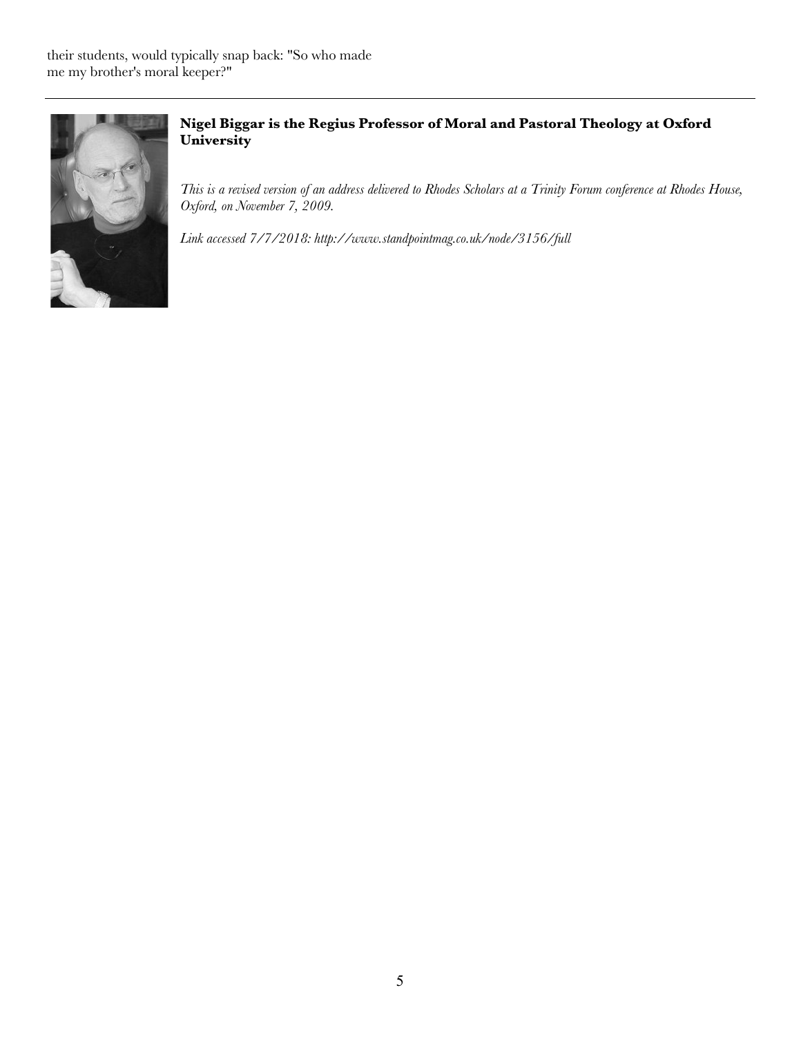their students, would typically snap back: "So who made me my brother's moral keeper?"

---

**Nigel Biggar is the Regius Professor of Moral and Pastoral Theology at Oxford University**

*This is a revised version of an address delivered to Rhodes Scholars at a Trinity Forum conference at Rhodes House, Oxford, on November 7, 2009.*

*Link accessed 7/7/2018: http://www.standpointmag.co.uk/node/3156/full*